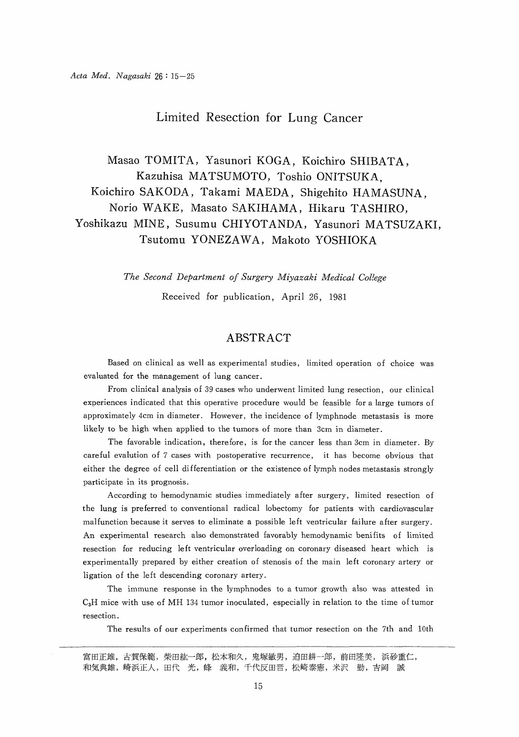# Limited Resection for Lung Cancer

Masao TOMITA, Yasunori KOGA, Koichiro SHIBATA, Kazuhisa MATSUMOTO, Toshio ONITSUKA, Koichiro SAKODA, Takami MAEDA, Shigehito HAMASUNA, Norio WAKE, Masato SAKIHAMA, Hikaru TASHIRO, Yoshikazu MINE, Susumu CHIYOTANDA, Yasunori MATSUZAKI, Tsutomu YONEZAWA, Makoto YOSHIOKA

*The Second Department of Surgery Miyazaki Medical College*

Received for publication, April 26, 1981

## ABSTRACT

Based on clinical as well as experimental studies, limited operation of choice was evaluated for the management of lung cancer.

From clinical analysis of 39 cases who underwent limited lung resection, our clinical experiences indicated that this operative procedure would be feasible for a large tumors of approximately 4cm in diameter. However, the incidence of lymphnode metastasis is more likely to be high when applied to the tumors of more than 3cm in diameter.

The favorable indication, therefore, is for the cancer less than 3cm in diameter. By careful evalution of 7 cases with postoperative recurrence, it has become obvious that either the degree of cell differentiation or the existence of lymph nodes metastasis strongly participate in its prognosis.

According to hemodynamic studies immediately after surgery, limited resection of the lung is preferred to conventional radical lobectomy for patients with cardiovascular malfunction because it serves to eliminate a possible left ventricular failure after surgery. An experimental research also demonstrated favorably hemodynamic benifits of limited resection for reducing left ventricular overloading on coronary diseased heart which is experimentally prepared by either creation of stenosis of the main left coronary artery or ligation of the left descending coronary artery.

The immune response in the lymphnodes to a tumor growth also was attested in $C_3H$ mice with use of MH 134 tumor inoculated, especially in relation to the time of tumor resection.

The results of our experiments confirmed that tumor resection on the 7th and 10th

---

富田正雄，古賀保範，柴田紘一郎，松本和久，鬼塚敏男，迫田耕一郎，前田隆美，浜砂重仁，和気典雄，崎浜正人，田代　光，峰　義和，千代反田晋，松崎泰憲，米沢　勤，吉岡　誠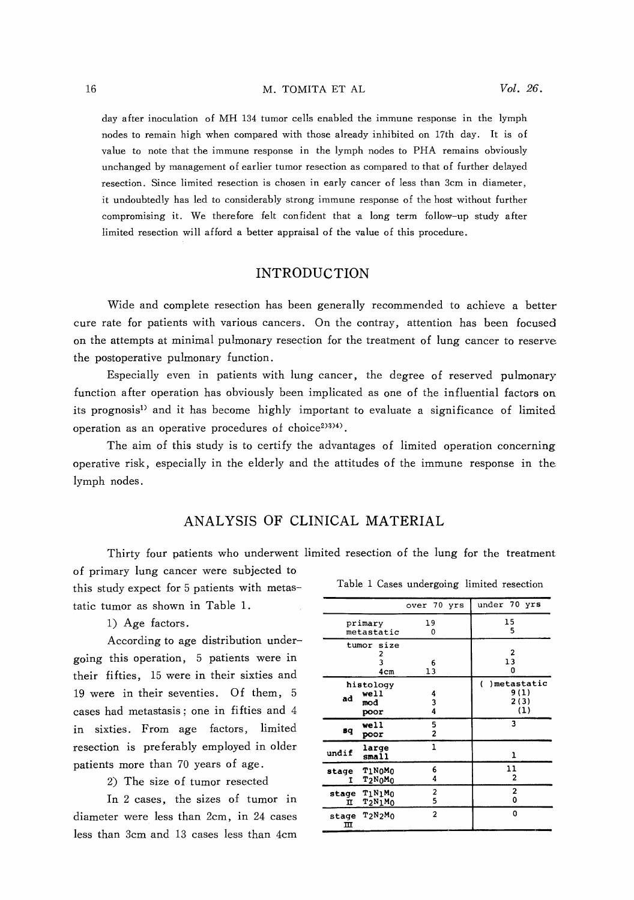day after inoculation of MH 134 tumor cells enabled the immune response in the lymph nodes to remain high when compared with those already inhibited on 17th day. It is of value to note that the immune response in the lymph nodes to PHA remains obviously unchanged by management of earlier tumor resection as compared to that of further delayed resection. Since limited resection is chosen in early cancer of less than 3cm in diameter, it undoubtedly has led to considerably strong immune response of the host without further compromising it. We therefore felt confident that a long term follow-up study after limited resection will afford a better appraisal of the value of this procedure.

## INTRODUCTION

Wide and complete resection has been generally recommended to achieve a better cure rate for patients with various cancers. On the contray, attention has been focused on the attempts at minimal pulmonary resection for the treatment of lung cancer to reserve the postoperative pulmonary function.

Especially even in patients with lung cancer, the degree of reserved pulmonary function after operation has obviously been implicated as one of the influential factors on its prognosis[1] and it has become highly important to evaluate a significance of limited operation as an operative procedures of choice[2)3)4)].

The aim of this study is to certify the advantages of limited operation concerning operative risk, especially in the elderly and the attitudes of the immune response in the lymph nodes.

## ANALYSIS OF CLINICAL MATERIAL

Thirty four patients who underwent limited resection of the lung for the treatment of primary lung cancer were subjected to this study expect for 5 patients with metastatic tumor as shown in Table 1.

1) Age factors.

According to age distribution undergoing this operation, 5 patients were in their fifties, 15 were in their sixties and 19 were in their seventies. Of them, 5 cases had metastasis; one in fifties and 4 in sixties. From age factors, limited resection is preferably employed in older patients more than 70 years of age.

2) The size of tumor resected

In 2 cases, the sizes of tumor in diameter were less than 2cm, in 24 cases less than 3cm and 13 cases less than 4cm

Table 1 Cases undergoing limited resection

| | | over 70 yrs | under 70 yrs |
|---|---|---|---|
| primary | | 19 | 15 |
| metastatic | | 0 | 5 |
| tumor size | 2 | | 2 |
| | 3 | 6 | 13 |
| | 4cm | 13 | 0 |
| histology | | | ( )metastatic |
| ad | well | 4 | 9(1) |
| | mod | 3 | 2(3) |
| | poor | 4 | (1) |
| sq | well | 5 | 3 |
| | poor | 2 | |
| undif | large | 1 | |
| | small | | 1 |
| stage I | $T_1N_0M_0$ | 6 | 11 |
| | $T_2N_0M_0$ | 4 | 2 |
| stage II | $T_1N_1M_0$ | 2 | 2 |
| | $T_2N_1M_0$ | 5 | 0 |
| stage III | $T_2N_2M_0$ | 2 | 0 |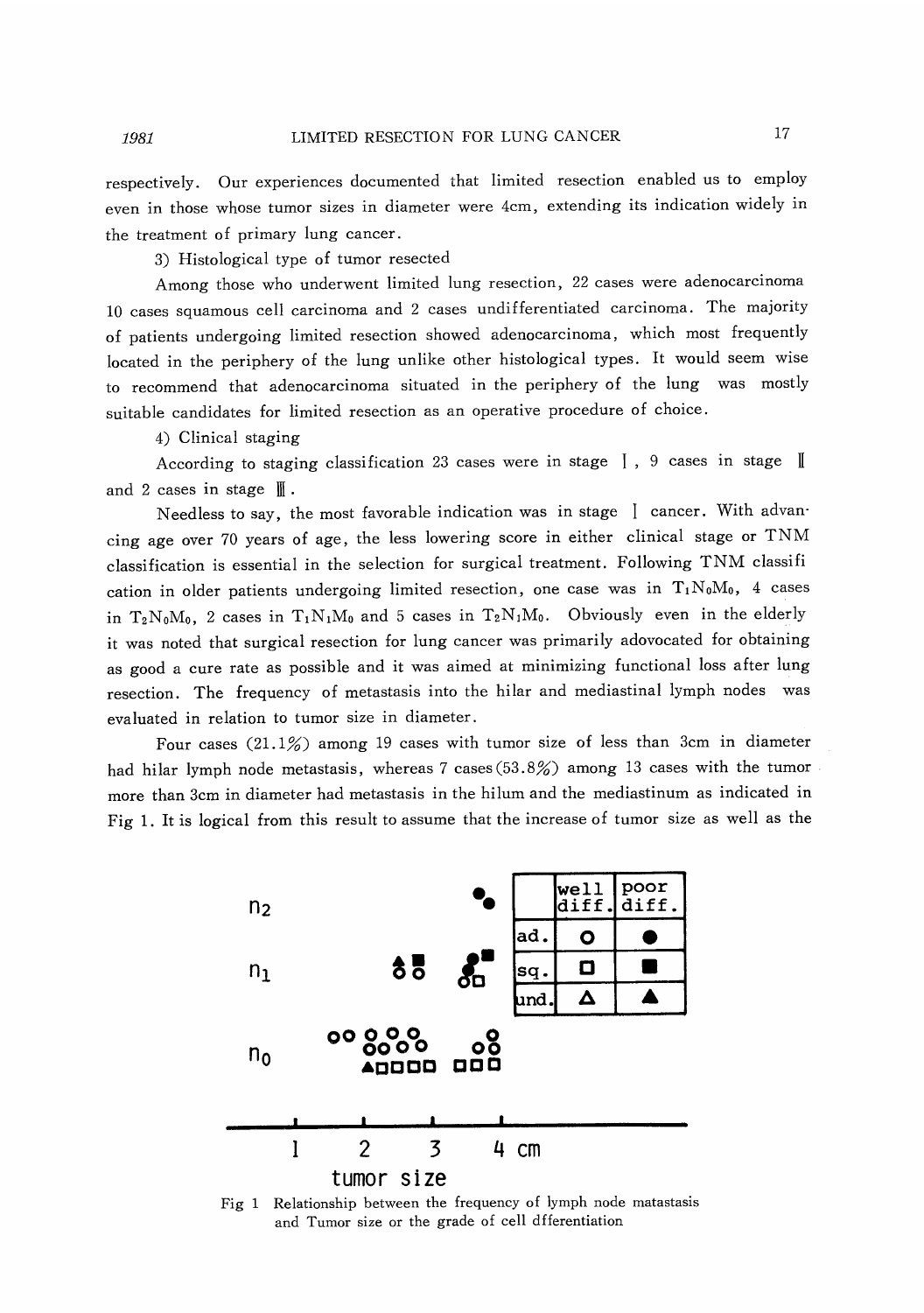respectively. Our experiences documented that limited resection enabled us to employ even in those whose tumor sizes in diameter were 4cm, extending its indication widely in the treatment of primary lung cancer.

3) Histological type of tumor resected

Among those who underwent limited lung resection, 22 cases were adenocarcinoma 10 cases squamous cell carcinoma and 2 cases undifferentiated carcinoma. The majority of patients undergoing limited resection showed adenocarcinoma, which most frequently located in the periphery of the lung unlike other histological types. It would seem wise to recommend that adenocarcinoma situated in the periphery of the lung was mostly suitable candidates for limited resection as an operative procedure of choice.

4) Clinical staging

According to staging classification 23 cases were in stage I, 9 cases in stage II and 2 cases in stage III.

Needless to say, the most favorable indication was in stage I cancer. With advancing age over 70 years of age, the less lowering score in either clinical stage or TNM classification is essential in the selection for surgical treatment. Following TNM classification in older patients undergoing limited resection, one case was in $T_1N_0M_0$, 4 cases in $T_2N_0M_0$, 2 cases in $T_1N_1M_0$ and 5 cases in $T_2N_1M_0$. Obviously even in the elderly it was noted that surgical resection for lung cancer was primarily adovocated for obtaining as good a cure rate as possible and it was aimed at minimizing functional loss after lung resection. The frequency of metastasis into the hilar and mediastinal lymph nodes was evaluated in relation to tumor size in diameter.

Four cases (21.1%) among 19 cases with tumor size of less than 3cm in diameter had hilar lymph node metastasis, whereas 7 cases (53.8%) among 13 cases with the tumor more than 3cm in diameter had metastasis in the hilum and the mediastinum as indicated in Fig 1. It is logical from this result to assume that the increase of tumor size as well as the

| | well diff. | poor diff. |
|---|---|---|
| ad. | ○ | ● |
| sq. | □ | ■ |
| und. | △ | ▲ |

Fig 1 Relationship between the frequency of lymph node matastasis and Tumor size or the grade of cell dfferentiation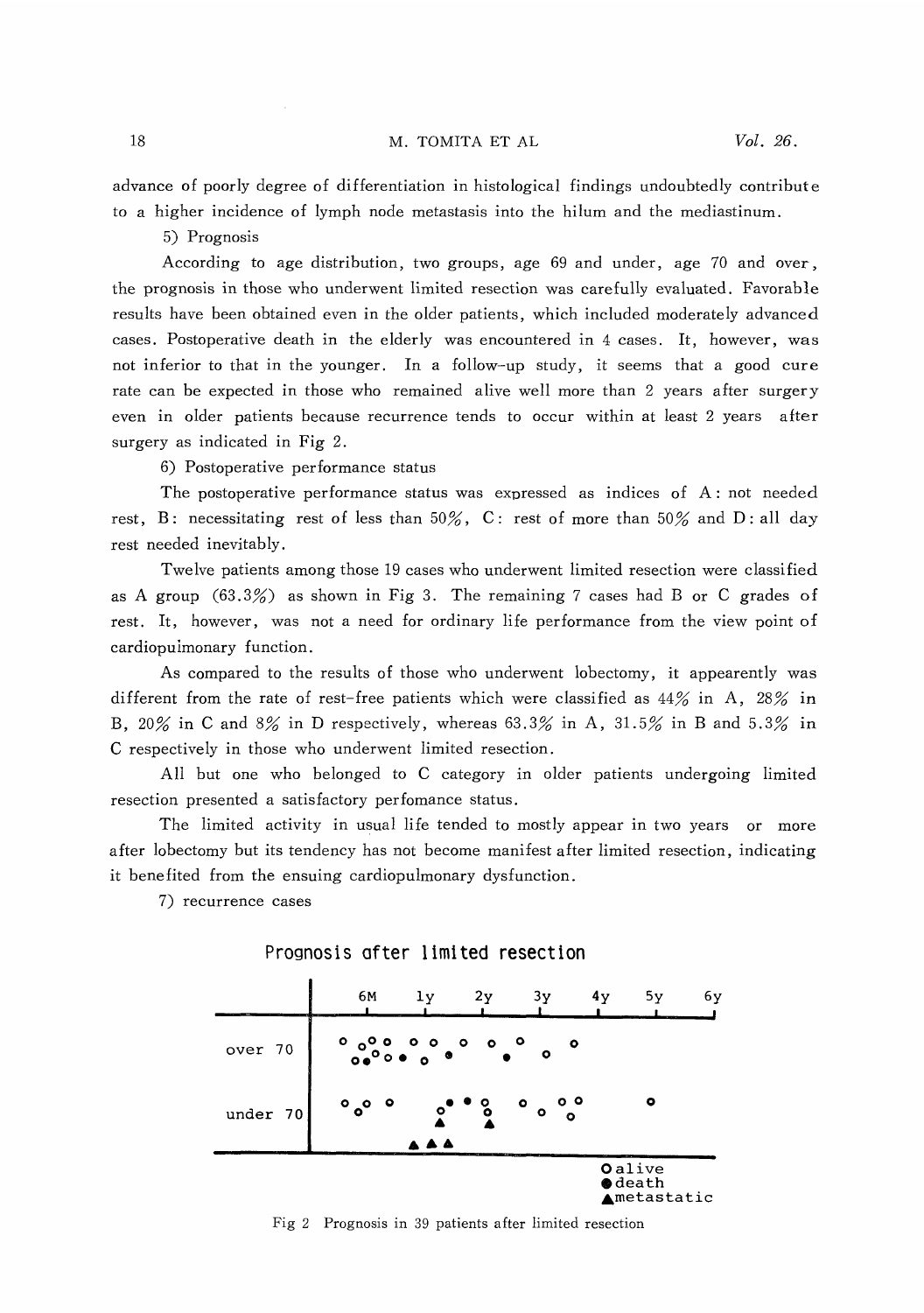advance of poorly degree of differentiation in histological findings undoubtedly contribute to a higher incidence of lymph node metastasis into the hilum and the mediastinum.

5) Prognosis

According to age distribution, two groups, age 69 and under, age 70 and over, the prognosis in those who underwent limited resection was carefully evaluated. Favorable results have been obtained even in the older patients, which included moderately advanced cases. Postoperative death in the elderly was encountered in 4 cases. It, however, was not inferior to that in the younger. In a follow-up study, it seems that a good cure rate can be expected in those who remained alive well more than 2 years after surgery even in older patients because recurrence tends to occur within at least 2 years after surgery as indicated in Fig 2.

6) Postoperative performance status

The postoperative performance status was expressed as indices of A: not needed rest, B: necessitating rest of less than 50%, C: rest of more than 50% and D: all day rest needed inevitably.

Twelve patients among those 19 cases who underwent limited resection were classified as A group (63.3%) as shown in Fig 3. The remaining 7 cases had B or C grades of rest. It, however, was not a need for ordinary life performance from the view point of cardiopulmonary function.

As compared to the results of those who underwent lobectomy, it appearently was different from the rate of rest-free patients which were classified as 44% in A, 28% in B, 20% in C and 8% in D respectively, whereas 63.3% in A, 31.5% in B and 5.3% in C respectively in those who underwent limited resection.

All but one who belonged to C category in older patients undergoing limited resection presented a satisfactory perfomance status.

The limited activity in usual life tended to mostly appear in two years or more after lobectomy but its tendency has not become manifest after limited resection, indicating it benefited from the ensuing cardiopulmonary dysfunction.

7) recurrence cases

Prognosis after limited resection

6M 1y 2y 3y 4y 5y 6y

over 70

under 70

○ alive
● death
▲ metastatic

Fig 2 Prognosis in 39 patients after limited resection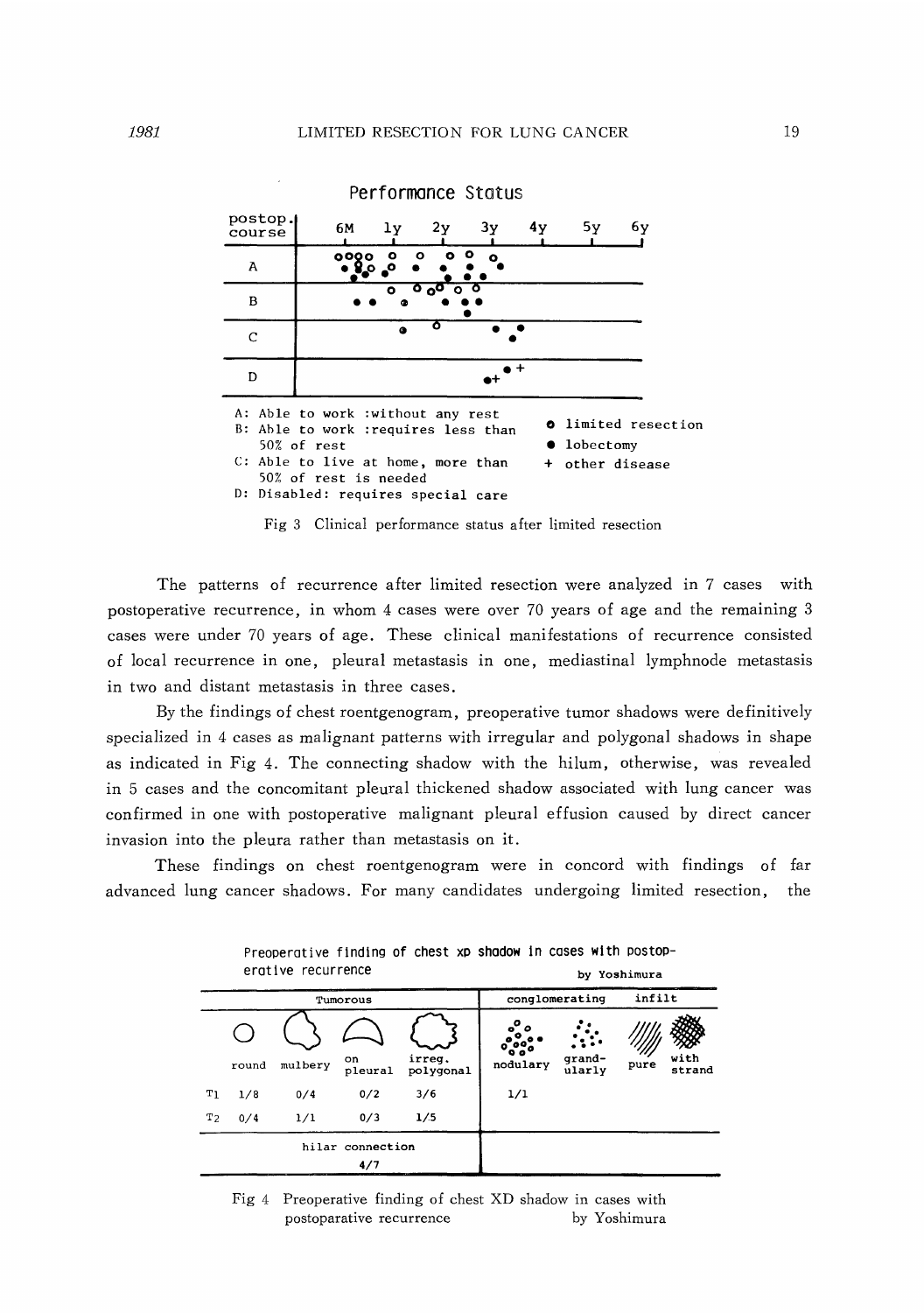Performance Status

| postop. course | 6M | 1y | 2y | 3y | 4y | 5y | 6y |
|---|---|---|---|---|---|---|---|
| A | | | | | | | |
| B | | | | | | | |
| C | | | | | | | |
| D | | | | | | | |

A: Able to work :without any rest
B: Able to work :requires less than 50% of rest
C: Able to live at home, more than 50% of rest is needed
D: Disabled: requires special care

o limited resection
● lobectomy
+ other disease

Fig 3 Clinical performance status after limited resection

The patterns of recurrence after limited resection were analyzed in 7 cases with postoperative recurrence, in whom 4 cases were over 70 years of age and the remaining 3 cases were under 70 years of age. These clinical manifestations of recurrence consisted of local recurrence in one, pleural metastasis in one, mediastinal lymphnode metastasis in two and distant metastasis in three cases.

By the findings of chest roentgenogram, preoperative tumor shadows were definitively specialized in 4 cases as malignant patterns with irregular and polygonal shadows in shape as indicated in Fig 4. The connecting shadow with the hilum, otherwise, was revealed in 5 cases and the concomitant pleural thickened shadow associated with lung cancer was confirmed in one with postoperative malignant pleural effusion caused by direct cancer invasion into the pleura rather than metastasis on it.

These findings on chest roentgenogram were in concord with findings of far advanced lung cancer shadows. For many candidates undergoing limited resection, the

Preoperative finding of chest xp shadow in cases with postoperative recurrence — by Yoshimura

| | Tumorous | | | | conglomerating | | infilt | |
|---|---|---|---|---|---|---|---|---|
| | round | mulbery | on pleural | irreg. polygonal | nodulary | grand-ularly | pure | with strand |
| $T_1$ | 1/8 | 0/4 | 0/2 | 3/6 | 1/1 | | | |
| $T_2$ | 0/4 | 1/1 | 0/3 | 1/5 | | | | |
| | hilar connection 4/7 | | | | | | | |

Fig 4 Preoperative finding of chest XD shadow in cases with postoparative recurrence by Yoshimura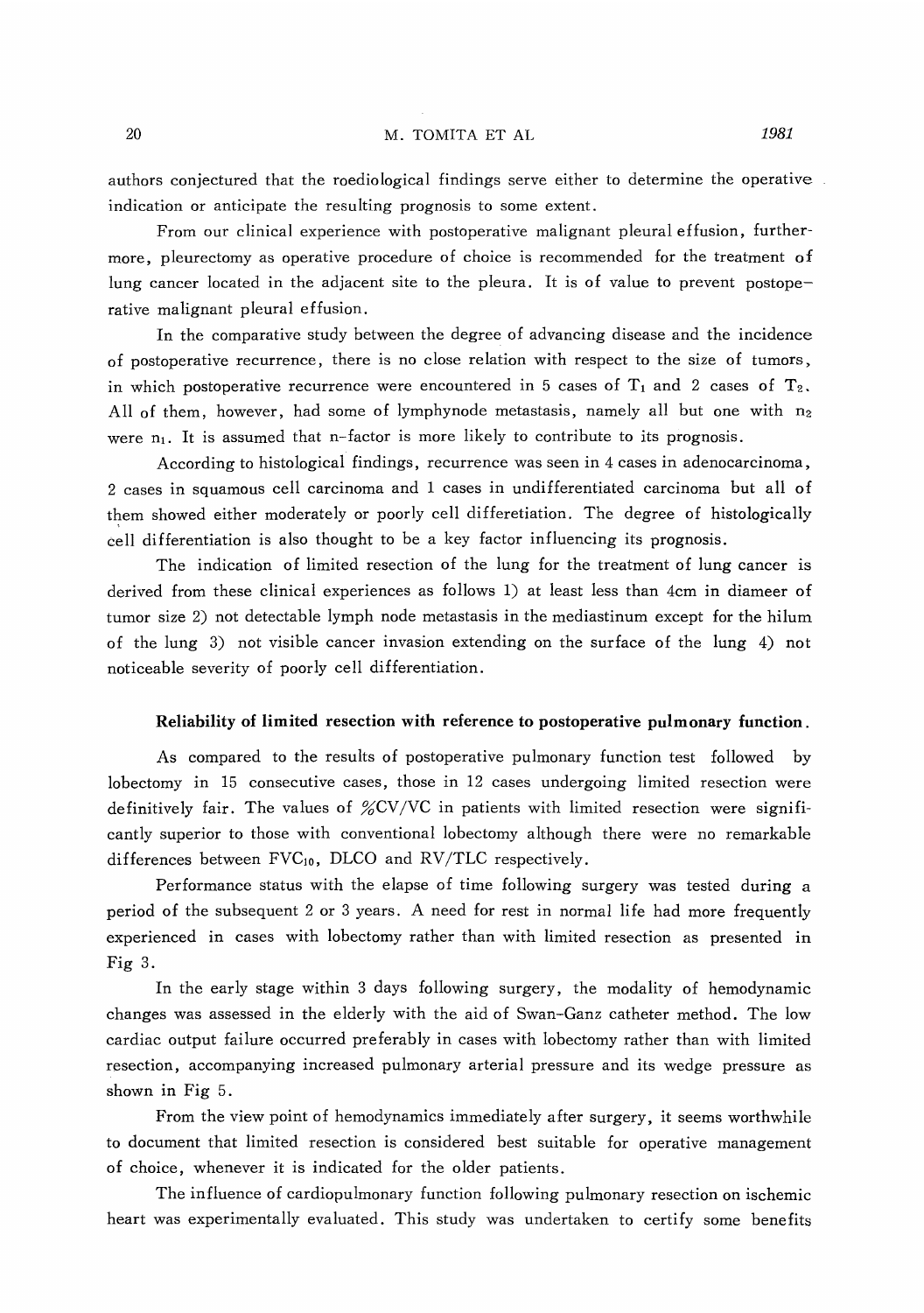authors conjectured that the roediological findings serve either to determine the operative indication or anticipate the resulting prognosis to some extent.

From our clinical experience with postoperative malignant pleural effusion, furthermore, pleurectomy as operative procedure of choice is recommended for the treatment of lung cancer located in the adjacent site to the pleura. It is of value to prevent postoperative malignant pleural effusion.

In the comparative study between the degree of advancing disease and the incidence of postoperative recurrence, there is no close relation with respect to the size of tumors, in which postoperative recurrence were encountered in 5 cases of $T_1$ and 2 cases of $T_2$. All of them, however, had some of lymphynode metastasis, namely all but one with $n_2$ were $n_1$. It is assumed that n-factor is more likely to contribute to its prognosis.

According to histological findings, recurrence was seen in 4 cases in adenocarcinoma, 2 cases in squamous cell carcinoma and 1 cases in undifferentiated carcinoma but all of them showed either moderately or poorly cell differetiation. The degree of histologically cell differentiation is also thought to be a key factor influencing its prognosis.

The indication of limited resection of the lung for the treatment of lung cancer is derived from these clinical experiences as follows 1) at least less than 4cm in diameer of tumor size 2) not detectable lymph node metastasis in the mediastinum except for the hilum of the lung 3) not visible cancer invasion extending on the surface of the lung 4) not noticeable severity of poorly cell differentiation.

### Reliability of limited resection with reference to postoperative pulmonary function.

As compared to the results of postoperative pulmonary function test followed by lobectomy in 15 consecutive cases, those in 12 cases undergoing limited resection were definitively fair. The values of %CV/VC in patients with limited resection were significantly superior to those with conventional lobectomy although there were no remarkable differences between $FVC_{10}$, DLCO and RV/TLC respectively.

Performance status with the elapse of time following surgery was tested during a period of the subsequent 2 or 3 years. A need for rest in normal life had more frequently experienced in cases with lobectomy rather than with limited resection as presented in Fig 3.

In the early stage within 3 days following surgery, the modality of hemodynamic changes was assessed in the elderly with the aid of Swan-Ganz catheter method. The low cardiac output failure occurred preferably in cases with lobectomy rather than with limited resection, accompanying increased pulmonary arterial pressure and its wedge pressure as shown in Fig 5.

From the view point of hemodynamics immediately after surgery, it seems worthwhile to document that limited resection is considered best suitable for operative management of choice, whenever it is indicated for the older patients.

The influence of cardiopulmonary function following pulmonary resection on ischemic heart was experimentally evaluated. This study was undertaken to certify some benefits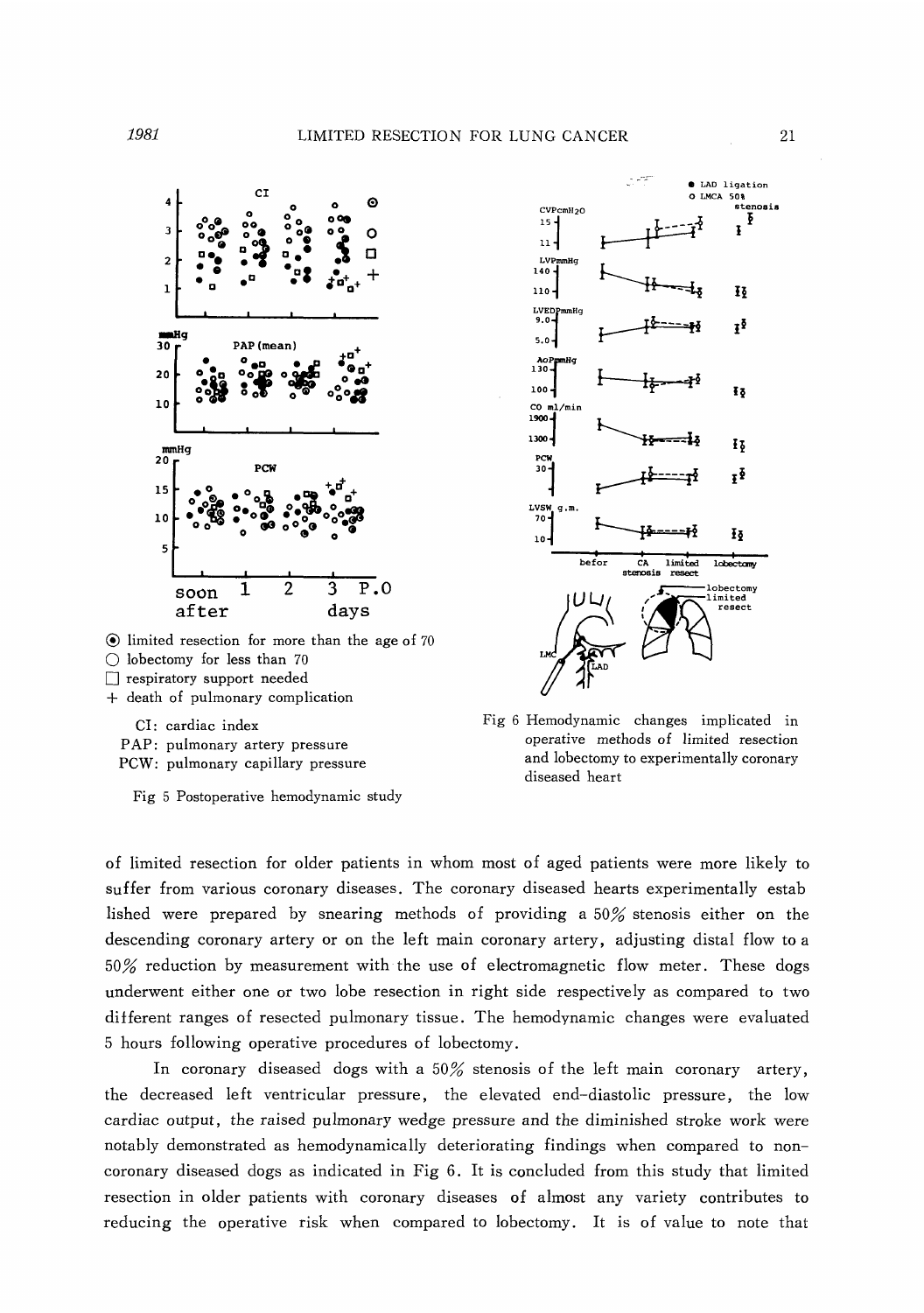⦿ limited resection for more than the age of 70
○ lobectomy for less than 70
□ respiratory support needed
+ death of pulmonary complication

CI: cardiac index
PAP: pulmonary artery pressure
PCW: pulmonary capillary pressure

Fig 5 Postoperative hemodynamic study

Fig 6 Hemodynamic changes implicated in operative methods of limited resection and lobectomy to experimentally coronary diseased heart

of limited resection for older patients in whom most of aged patients were more likely to suffer from various coronary diseases. The coronary diseased hearts experimentally estab lished were prepared by snearing methods of providing a 50% stenosis either on the descending coronary artery or on the left main coronary artery, adjusting distal flow to a 50% reduction by measurement with the use of electromagnetic flow meter. These dogs underwent either one or two lobe resection in right side respectively as compared to two different ranges of resected pulmonary tissue. The hemodynamic changes were evaluated 5 hours following operative procedures of lobectomy.

In coronary diseased dogs with a 50% stenosis of the left main coronary artery, the decreased left ventricular pressure, the elevated end-diastolic pressure, the low cardiac output, the raised pulmonary wedge pressure and the diminished stroke work were notably demonstrated as hemodynamically deteriorating findings when compared to non-coronary diseased dogs as indicated in Fig 6. It is concluded from this study that limited resection in older patients with coronary diseases of almost any variety contributes to reducing the operative risk when compared to lobectomy. It is of value to note that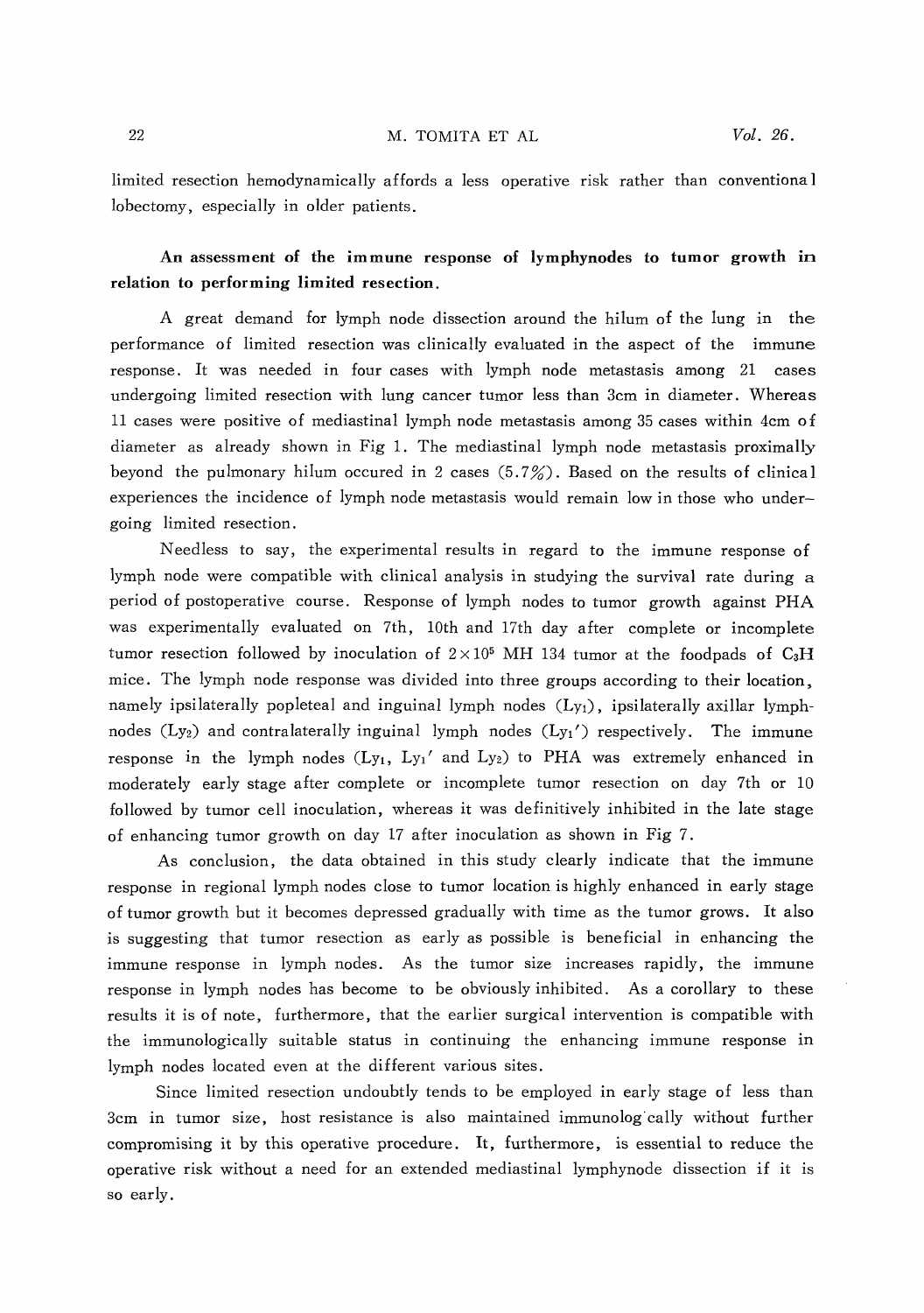limited resection hemodynamically affords a less operative risk rather than conventional lobectomy, especially in older patients.

### An assessment of the immune response of lymphynodes to tumor growth in relation to performing limited resection.

A great demand for lymph node dissection around the hilum of the lung in the performance of limited resection was clinically evaluated in the aspect of the immune response. It was needed in four cases with lymph node metastasis among 21 cases undergoing limited resection with lung cancer tumor less than 3cm in diameter. Whereas 11 cases were positive of mediastinal lymph node metastasis among 35 cases within 4cm of diameter as already shown in Fig 1. The mediastinal lymph node metastasis proximally beyond the pulmonary hilum occured in 2 cases (5.7%). Based on the results of clinical experiences the incidence of lymph node metastasis would remain low in those who under-going limited resection.

Needless to say, the experimental results in regard to the immune response of lymph node were compatible with clinical analysis in studying the survival rate during a period of postoperative course. Response of lymph nodes to tumor growth against PHA was experimentally evaluated on 7th, 10th and 17th day after complete or incomplete tumor resection followed by inoculation of $2 \times 10^5$ MH 134 tumor at the foodpads of $C_3H$ mice. The lymph node response was divided into three groups according to their location, namely ipsilaterally popleteal and inguinal lymph nodes ($Ly_1$), ipsilaterally axillar lymph-nodes ($Ly_2$) and contralaterally inguinal lymph nodes ($Ly_1'$) respectively. The immune response in the lymph nodes ($Ly_1$, $Ly_1'$ and $Ly_2$) to PHA was extremely enhanced in moderately early stage after complete or incomplete tumor resection on day 7th or 10 followed by tumor cell inoculation, whereas it was definitively inhibited in the late stage of enhancing tumor growth on day 17 after inoculation as shown in Fig 7.

As conclusion, the data obtained in this study clearly indicate that the immune response in regional lymph nodes close to tumor location is highly enhanced in early stage of tumor growth but it becomes depressed gradually with time as the tumor grows. It also is suggesting that tumor resection as early as possible is beneficial in enhancing the immune response in lymph nodes. As the tumor size increases rapidly, the immune response in lymph nodes has become to be obviously inhibited. As a corollary to these results it is of note, furthermore, that the earlier surgical intervention is compatible with the immunologically suitable status in continuing the enhancing immune response in lymph nodes located even at the different various sites.

Since limited resection undoubtly tends to be employed in early stage of less than 3cm in tumor size, host resistance is also maintained immunologically without further compromising it by this operative procedure. It, furthermore, is essential to reduce the operative risk without a need for an extended mediastinal lymphynode dissection if it is so early.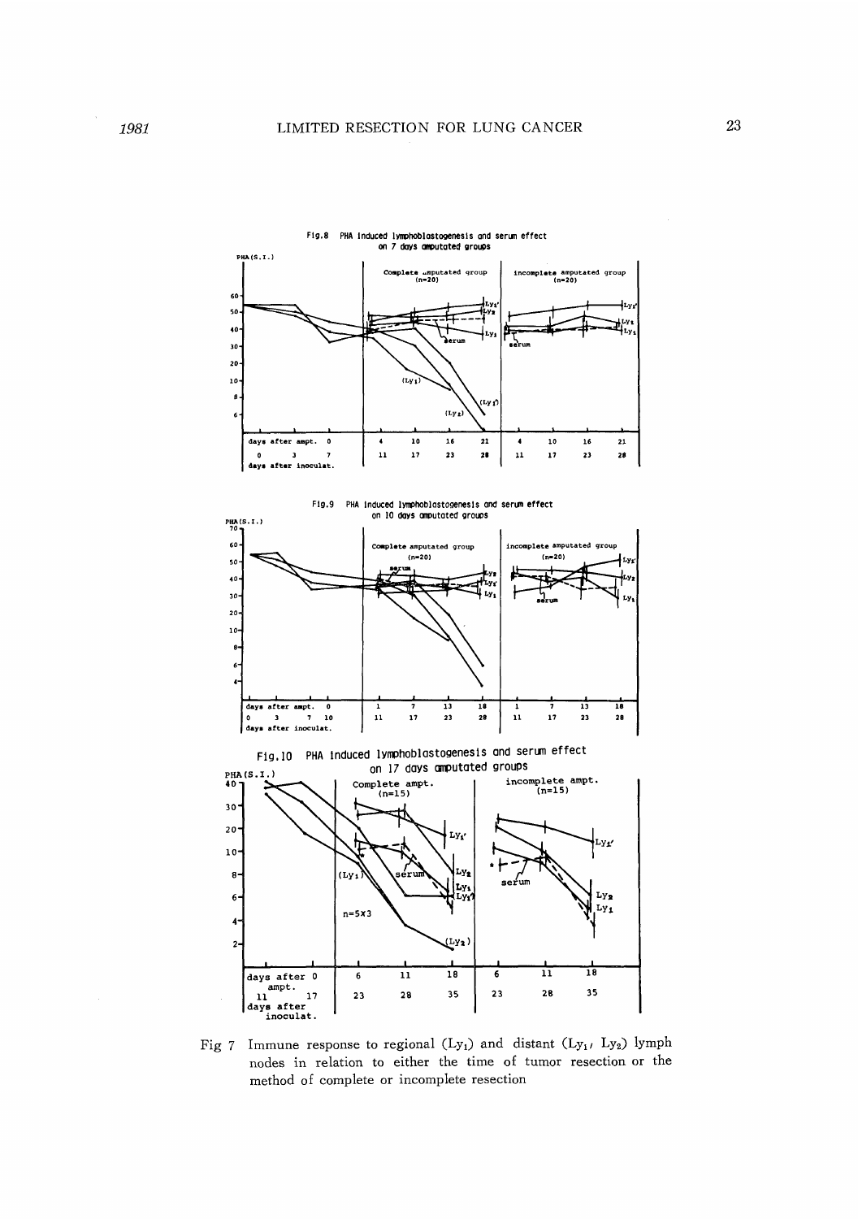Fig.8 PHA induced lymphoblastogenesis and serum effect on 7 days amputated groups

Fig.9 PHA induced lymphoblastogenesis and serum effect on 10 days amputated groups

Fig.10 PHA induced lymphoblastogenesis and serum effect on 17 days amputated groups

Fig 7 Immune response to regional ($Ly_1$) and distant ($Ly_1$, $Ly_2$) lymph nodes in relation to either the time of tumor resection or the method of complete or incomplete resection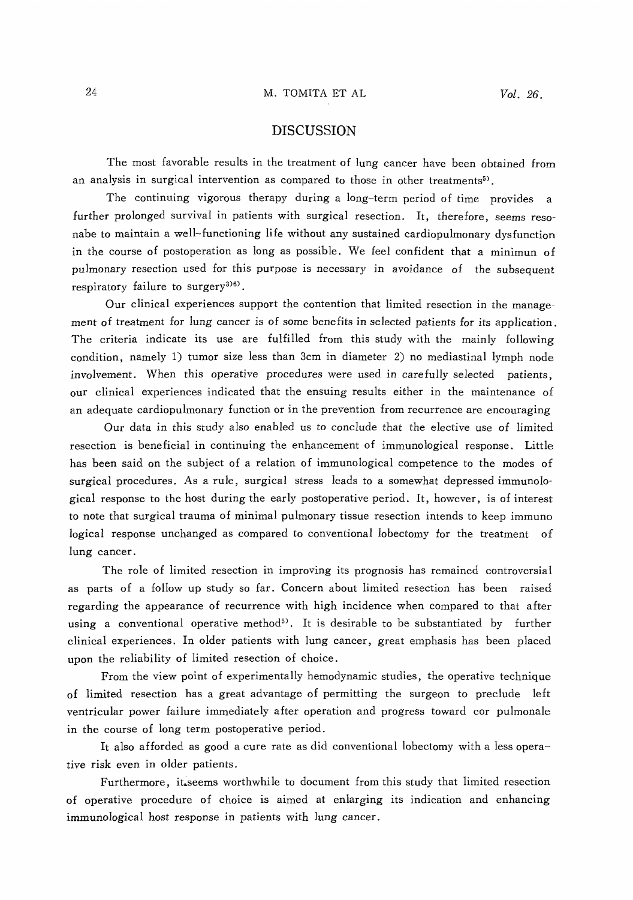## DISCUSSION

The most favorable results in the treatment of lung cancer have been obtained from an analysis in surgical intervention as compared to those in other treatments[5].

The continuing vigorous therapy during a long-term period of time provides a further prolonged survival in patients with surgical resection. It, therefore, seems resonabe to maintain a well-functioning life without any sustained cardiopulmonary dysfunction in the course of postoperation as long as possible. We feel confident that a minimun of pulmonary resection used for this purpose is necessary in avoidance of the subsequent respiratory failure to surgery[3)6)].

Our clinical experiences support the contention that limited resection in the management of treatment for lung cancer is of some benefits in selected patients for its application. The criteria indicate its use are fulfilled from this study with the mainly following condition, namely 1) tumor size less than 3cm in diameter 2) no mediastinal lymph node involvement. When this operative procedures were used in carefully selected patients, our clinical experiences indicated that the ensuing results either in the maintenance of an adequate cardiopulmonary function or in the prevention from recurrence are encouraging

Our data in this study also enabled us to conclude that the elective use of limited resection is beneficial in continuing the enhancement of immunological response. Little has been said on the subject of a relation of immunological competence to the modes of surgical procedures. As a rule, surgical stress leads to a somewhat depressed immunological response to the host during the early postoperative period. It, however, is of interest to note that surgical trauma of minimal pulmonary tissue resection intends to keep immuno logical response unchanged as compared to conventional lobectomy for the treatment of lung cancer.

The role of limited resection in improving its prognosis has remained controversial as parts of a follow up study so far. Concern about limited resection has been raised regarding the appearance of recurrence with high incidence when compared to that after using a conventional operative method[5]. It is desirable to be substantiated by further clinical experiences. In older patients with lung cancer, great emphasis has been placed upon the reliability of limited resection of choice.

From the view point of experimentally hemodynamic studies, the operative technique of limited resection has a great advantage of permitting the surgeon to preclude left ventricular power failure immediately after operation and progress toward cor pulmonale in the course of long term postoperative period.

It also afforded as good a cure rate as did conventional lobectomy with a less operative risk even in older patients.

Furthermore, it seems worthwhile to document from this study that limited resection of operative procedure of choice is aimed at enlarging its indication and enhancing immunological host response in patients with lung cancer.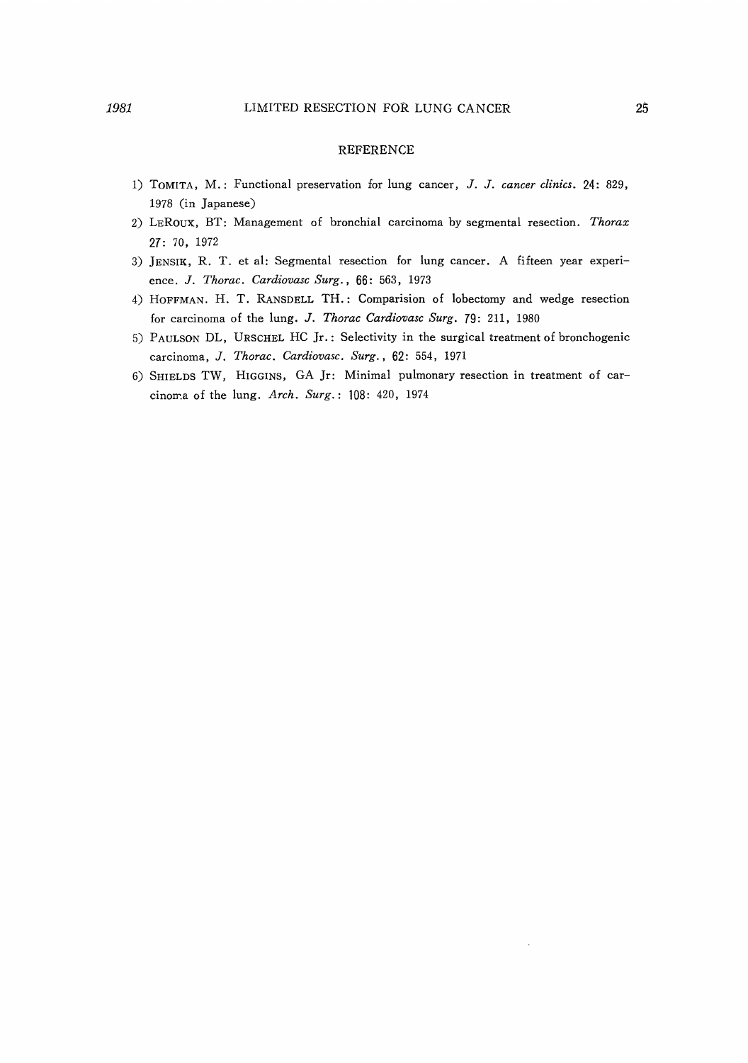## REFERENCE

1) TOMITA, M.: Functional preservation for lung cancer, *J. J. cancer clinics*. **24**: 829, 1978 (in Japanese)
2) LEROUX, BT: Management of bronchial carcinoma by segmental resection. *Thorax* **27**: 70, 1972
3) JENSIK, R. T. et al: Segmental resection for lung cancer. A fifteen year experience. *J. Thorac. Cardiovasc Surg.*, **66**: 563, 1973
4) HOFFMAN. H. T. RANSDELL TH.: Comparision of lobectomy and wedge resection for carcinoma of the lung. *J. Thorac Cardiovasc Surg.* **79**: 211, 1980
5) PAULSON DL, URSCHEL HC Jr.: Selectivity in the surgical treatment of bronchogenic carcinoma, *J. Thorac. Cardiovasc. Surg.*, **62**: 554, 1971
6) SHIELDS TW, HIGGINS, GA Jr: Minimal pulmonary resection in treatment of carcinoma of the lung. *Arch. Surg.*: **108**: 420, 1974